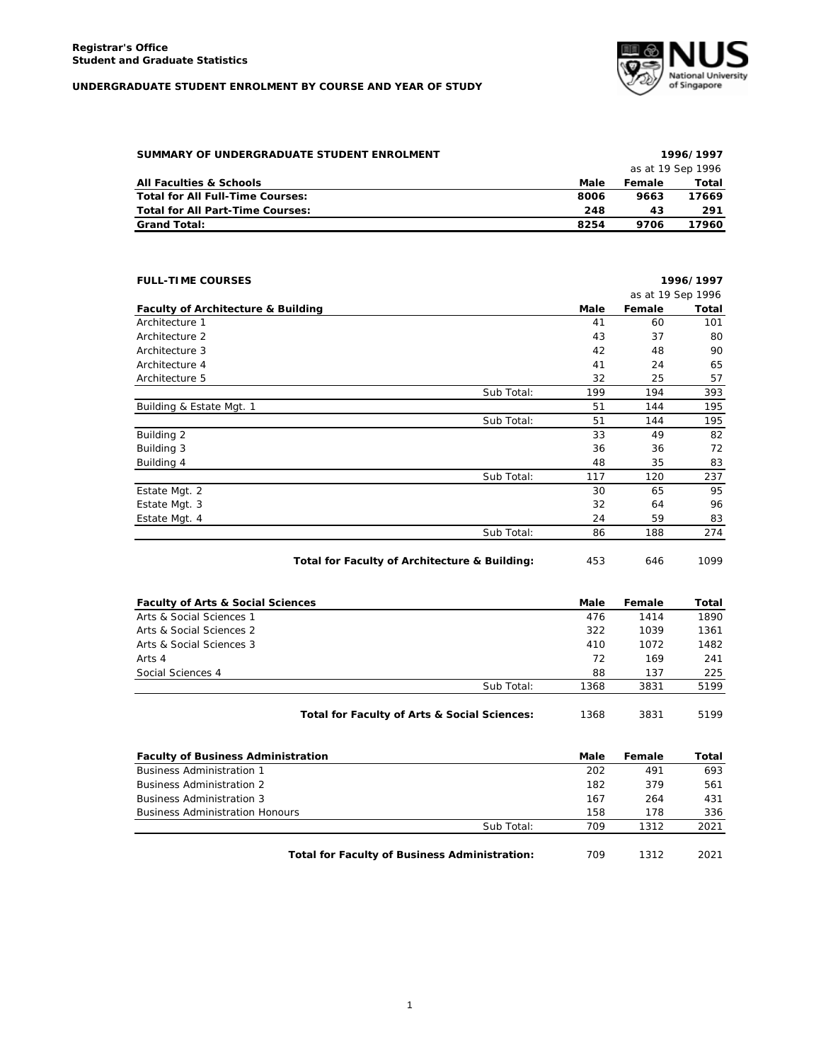**Registrar's Office**
**Student and Graduate Statistics**

**UNDERGRADUATE STUDENT ENROLMENT BY COURSE AND YEAR OF STUDY**

**SUMMARY OF UNDERGRADUATE STUDENT ENROLMENT** — **1996/1997** (as at 19 Sep 1996)

| All Faculties & Schools | Male | Female | Total |
|---|---|---|---|
| **Total for All Full-Time Courses:** | **8006** | **9663** | **17669** |
| **Total for All Part-Time Courses:** | **248** | **43** | **291** |
| **Grand Total:** | **8254** | **9706** | **17960** |

**FULL-TIME COURSES** — **1996/1997** (as at 19 Sep 1996)

| Faculty of Architecture & Building | | Male | Female | Total |
|---|---|---|---|---|
| Architecture 1 | | 41 | 60 | 101 |
| Architecture 2 | | 43 | 37 | 80 |
| Architecture 3 | | 42 | 48 | 90 |
| Architecture 4 | | 41 | 24 | 65 |
| Architecture 5 | | 32 | 25 | 57 |
| | Sub Total: | 199 | 194 | 393 |
| Building & Estate Mgt. 1 | | 51 | 144 | 195 |
| | Sub Total: | 51 | 144 | 195 |
| Building 2 | | 33 | 49 | 82 |
| Building 3 | | 36 | 36 | 72 |
| Building 4 | | 48 | 35 | 83 |
| | Sub Total: | 117 | 120 | 237 |
| Estate Mgt. 2 | | 30 | 65 | 95 |
| Estate Mgt. 3 | | 32 | 64 | 96 |
| Estate Mgt. 4 | | 24 | 59 | 83 |
| | Sub Total: | 86 | 188 | 274 |
| | **Total for Faculty of Architecture & Building:** | 453 | 646 | 1099 |

| Faculty of Arts & Social Sciences | | Male | Female | Total |
|---|---|---|---|---|
| Arts & Social Sciences 1 | | 476 | 1414 | 1890 |
| Arts & Social Sciences 2 | | 322 | 1039 | 1361 |
| Arts & Social Sciences 3 | | 410 | 1072 | 1482 |
| Arts 4 | | 72 | 169 | 241 |
| Social Sciences 4 | | 88 | 137 | 225 |
| | Sub Total: | 1368 | 3831 | 5199 |
| | **Total for Faculty of Arts & Social Sciences:** | 1368 | 3831 | 5199 |

| Faculty of Business Administration | | Male | Female | Total |
|---|---|---|---|---|
| Business Administration 1 | | 202 | 491 | 693 |
| Business Administration 2 | | 182 | 379 | 561 |
| Business Administration 3 | | 167 | 264 | 431 |
| Business Administration Honours | | 158 | 178 | 336 |
| | Sub Total: | 709 | 1312 | 2021 |
| | **Total for Faculty of Business Administration:** | 709 | 1312 | 2021 |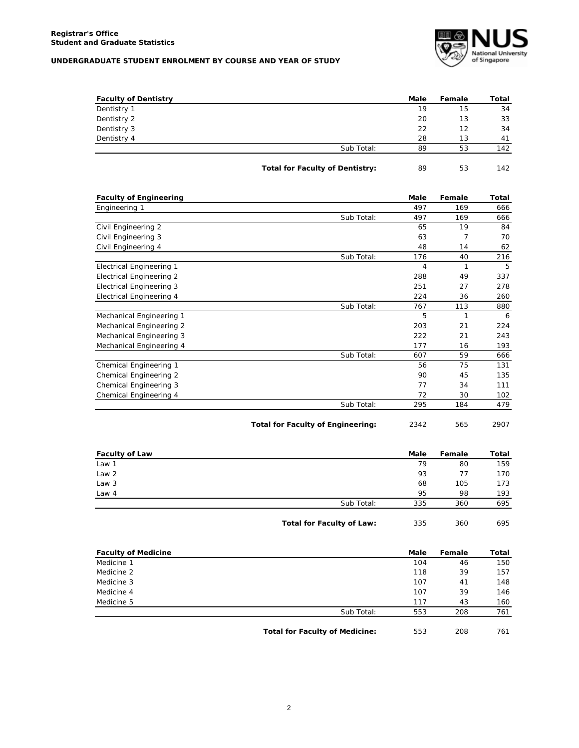**Registrar's Office**
**Student and Graduate Statistics**

**UNDERGRADUATE STUDENT ENROLMENT BY COURSE AND YEAR OF STUDY**

| Faculty of Dentistry | | Male | Female | Total |
|---|---|---|---|---|
| Dentistry 1 | | 19 | 15 | 34 |
| Dentistry 2 | | 20 | 13 | 33 |
| Dentistry 3 | | 22 | 12 | 34 |
| Dentistry 4 | | 28 | 13 | 41 |
| | Sub Total: | 89 | 53 | 142 |
| | **Total for Faculty of Dentistry:** | 89 | 53 | 142 |

| Faculty of Engineering | | Male | Female | Total |
|---|---|---|---|---|
| Engineering 1 | | 497 | 169 | 666 |
| | Sub Total: | 497 | 169 | 666 |
| Civil Engineering 2 | | 65 | 19 | 84 |
| Civil Engineering 3 | | 63 | 7 | 70 |
| Civil Engineering 4 | | 48 | 14 | 62 |
| | Sub Total: | 176 | 40 | 216 |
| Electrical Engineering 1 | | 4 | 1 | 5 |
| Electrical Engineering 2 | | 288 | 49 | 337 |
| Electrical Engineering 3 | | 251 | 27 | 278 |
| Electrical Engineering 4 | | 224 | 36 | 260 |
| | Sub Total: | 767 | 113 | 880 |
| Mechanical Engineering 1 | | 5 | 1 | 6 |
| Mechanical Engineering 2 | | 203 | 21 | 224 |
| Mechanical Engineering 3 | | 222 | 21 | 243 |
| Mechanical Engineering 4 | | 177 | 16 | 193 |
| | Sub Total: | 607 | 59 | 666 |
| Chemical Engineering 1 | | 56 | 75 | 131 |
| Chemical Engineering 2 | | 90 | 45 | 135 |
| Chemical Engineering 3 | | 77 | 34 | 111 |
| Chemical Engineering 4 | | 72 | 30 | 102 |
| | Sub Total: | 295 | 184 | 479 |
| | **Total for Faculty of Engineering:** | 2342 | 565 | 2907 |

| Faculty of Law | | Male | Female | Total |
|---|---|---|---|---|
| Law 1 | | 79 | 80 | 159 |
| Law 2 | | 93 | 77 | 170 |
| Law 3 | | 68 | 105 | 173 |
| Law 4 | | 95 | 98 | 193 |
| | Sub Total: | 335 | 360 | 695 |
| | **Total for Faculty of Law:** | 335 | 360 | 695 |

| Faculty of Medicine | | Male | Female | Total |
|---|---|---|---|---|
| Medicine 1 | | 104 | 46 | 150 |
| Medicine 2 | | 118 | 39 | 157 |
| Medicine 3 | | 107 | 41 | 148 |
| Medicine 4 | | 107 | 39 | 146 |
| Medicine 5 | | 117 | 43 | 160 |
| | Sub Total: | 553 | 208 | 761 |
| | **Total for Faculty of Medicine:** | 553 | 208 | 761 |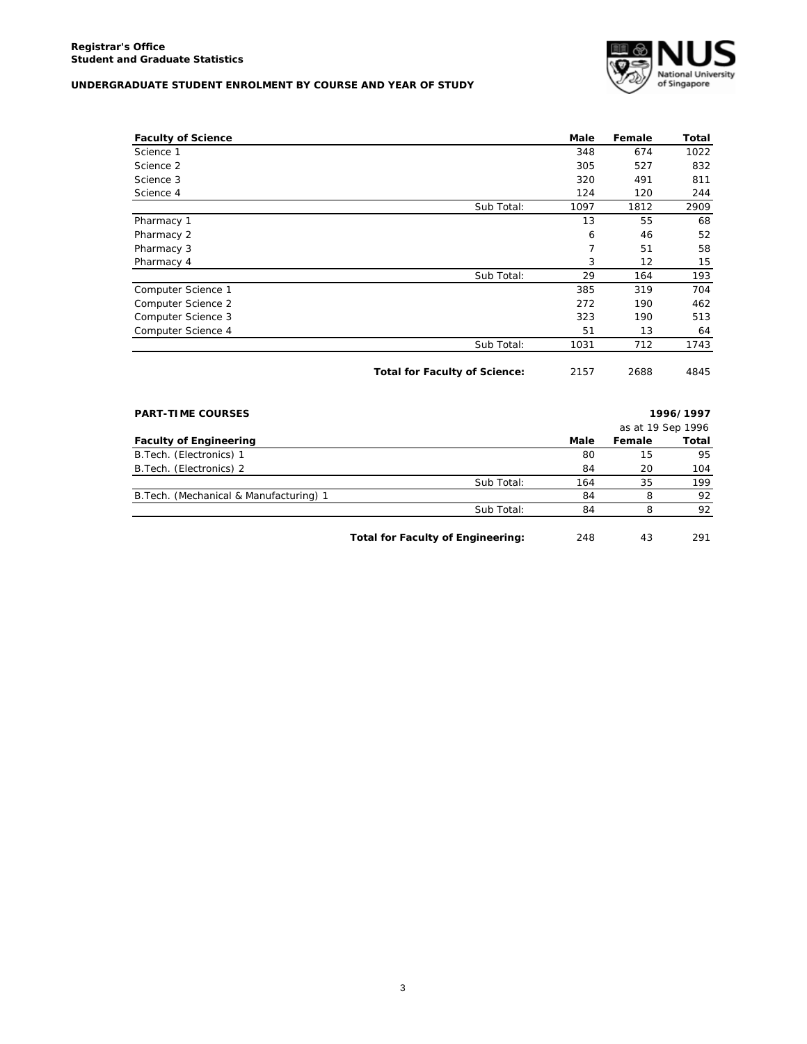**Registrar's Office**
**Student and Graduate Statistics**

**UNDERGRADUATE STUDENT ENROLMENT BY COURSE AND YEAR OF STUDY**

| Faculty of Science | | Male | Female | Total |
|---|---|---|---|---|
| Science 1 | | 348 | 674 | 1022 |
| Science 2 | | 305 | 527 | 832 |
| Science 3 | | 320 | 491 | 811 |
| Science 4 | | 124 | 120 | 244 |
| | Sub Total: | 1097 | 1812 | 2909 |
| Pharmacy 1 | | 13 | 55 | 68 |
| Pharmacy 2 | | 6 | 46 | 52 |
| Pharmacy 3 | | 7 | 51 | 58 |
| Pharmacy 4 | | 3 | 12 | 15 |
| | Sub Total: | 29 | 164 | 193 |
| Computer Science 1 | | 385 | 319 | 704 |
| Computer Science 2 | | 272 | 190 | 462 |
| Computer Science 3 | | 323 | 190 | 513 |
| Computer Science 4 | | 51 | 13 | 64 |
| | Sub Total: | 1031 | 712 | 1743 |
| | **Total for Faculty of Science:** | 2157 | 2688 | 4845 |

**PART-TIME COURSES** **1996/1997**

as at 19 Sep 1996

| Faculty of Engineering | | Male | Female | Total |
|---|---|---|---|---|
| B.Tech. (Electronics) 1 | | 80 | 15 | 95 |
| B.Tech. (Electronics) 2 | | 84 | 20 | 104 |
| | Sub Total: | 164 | 35 | 199 |
| B.Tech. (Mechanical & Manufacturing) 1 | | 84 | 8 | 92 |
| | Sub Total: | 84 | 8 | 92 |
| | **Total for Faculty of Engineering:** | 248 | 43 | 291 |